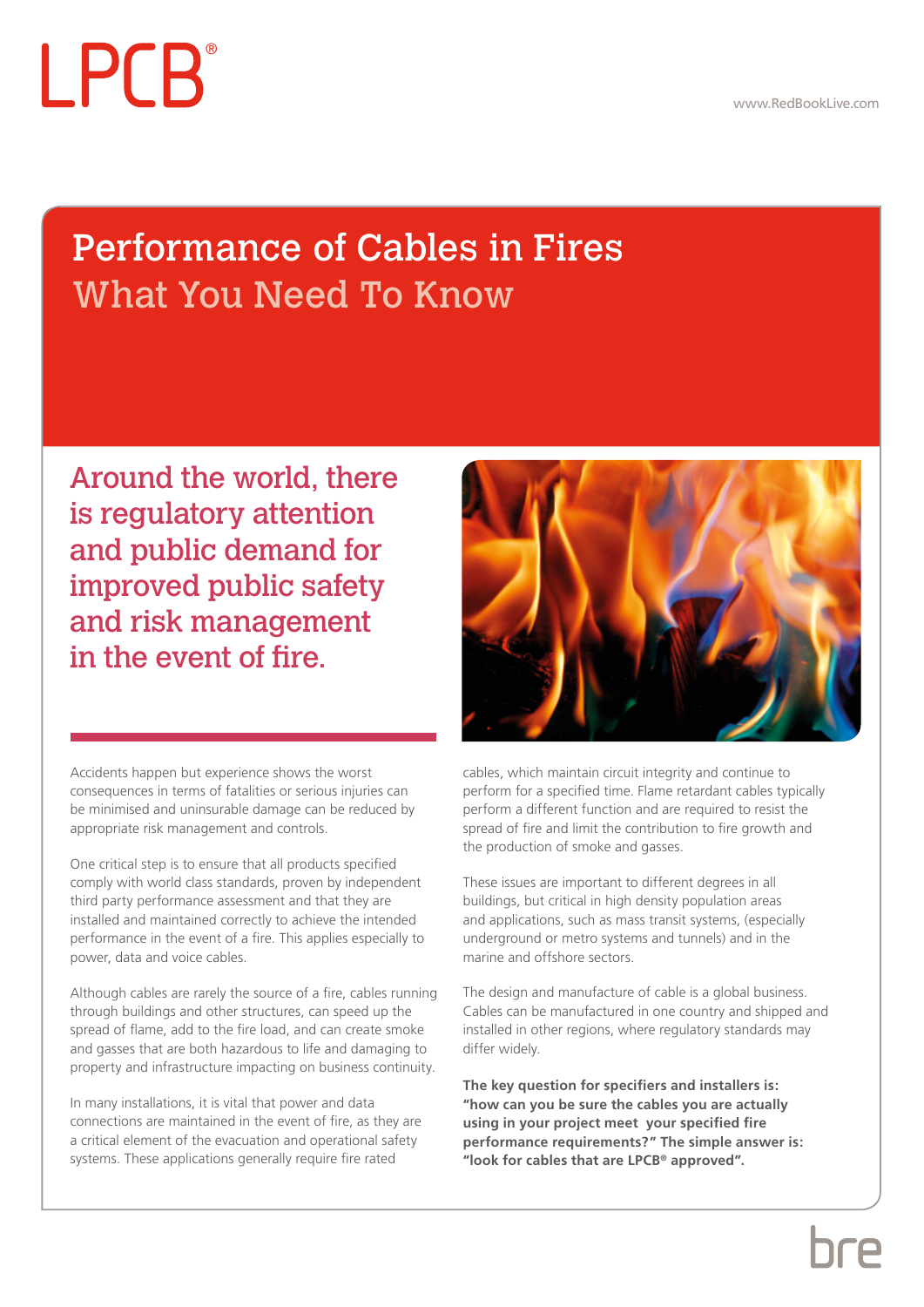LPCB®

www.RedBookLive.com

# Performance of Cables in Fires
## What You Need To Know

## Around the world, there is regulatory attention and public demand for improved public safety and risk management in the event of fire.

Accidents happen but experience shows the worst consequences in terms of fatalities or serious injuries can be minimised and uninsurable damage can be reduced by appropriate risk management and controls.

One critical step is to ensure that all products specified comply with world class standards, proven by independent third party performance assessment and that they are installed and maintained correctly to achieve the intended performance in the event of a fire. This applies especially to power, data and voice cables.

Although cables are rarely the source of a fire, cables running through buildings and other structures, can speed up the spread of flame, add to the fire load, and can create smoke and gasses that are both hazardous to life and damaging to property and infrastructure impacting on business continuity.

In many installations, it is vital that power and data connections are maintained in the event of fire, as they are a critical element of the evacuation and operational safety systems. These applications generally require fire rated cables, which maintain circuit integrity and continue to perform for a specified time. Flame retardant cables typically perform a different function and are required to resist the spread of fire and limit the contribution to fire growth and the production of smoke and gasses.

These issues are important to different degrees in all buildings, but critical in high density population areas and applications, such as mass transit systems, (especially underground or metro systems and tunnels) and in the marine and offshore sectors.

The design and manufacture of cable is a global business. Cables can be manufactured in one country and shipped and installed in other regions, where regulatory standards may differ widely.

**The key question for specifiers and installers is: "how can you be sure the cables you are actually using in your project meet your specified fire performance requirements?" The simple answer is: "look for cables that are LPCB® approved".**

bre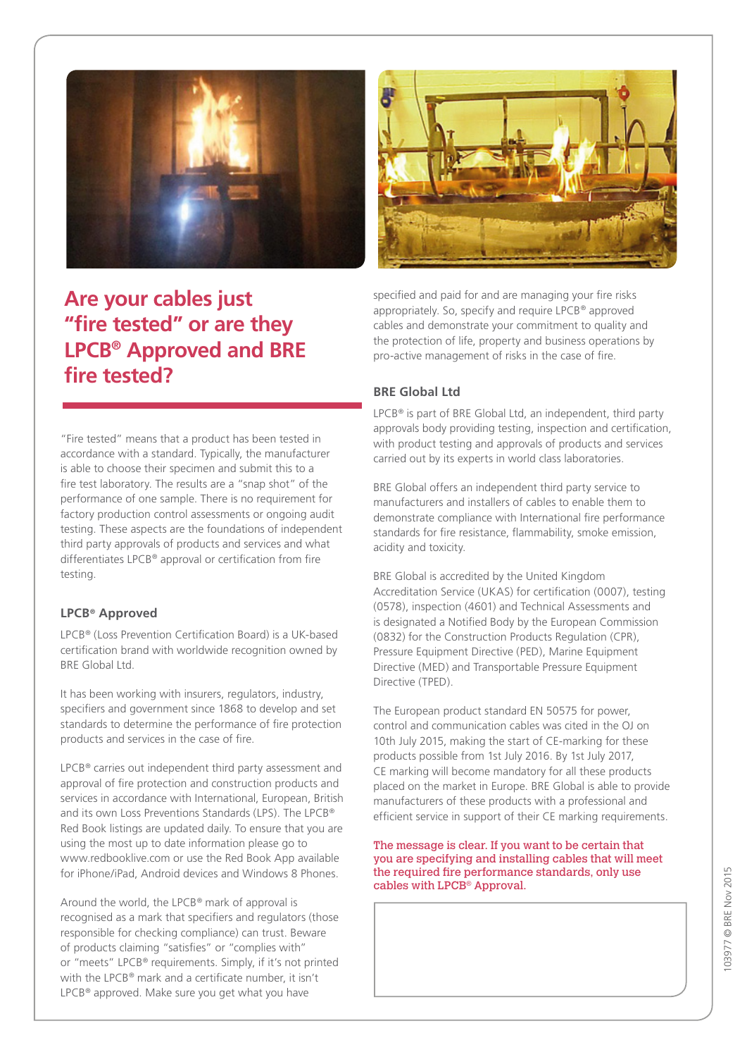# Are your cables just "fire tested" or are they LPCB® Approved and BRE fire tested?

"Fire tested" means that a product has been tested in accordance with a standard. Typically, the manufacturer is able to choose their specimen and submit this to a fire test laboratory. The results are a "snap shot" of the performance of one sample. There is no requirement for factory production control assessments or ongoing audit testing. These aspects are the foundations of independent third party approvals of products and services and what differentiates LPCB® approval or certification from fire testing.

### LPCB® Approved

LPCB® (Loss Prevention Certification Board) is a UK-based certification brand with worldwide recognition owned by BRE Global Ltd.

It has been working with insurers, regulators, industry, specifiers and government since 1868 to develop and set standards to determine the performance of fire protection products and services in the case of fire.

LPCB® carries out independent third party assessment and approval of fire protection and construction products and services in accordance with International, European, British and its own Loss Preventions Standards (LPS). The LPCB® Red Book listings are updated daily. To ensure that you are using the most up to date information please go to www.redbooklive.com or use the Red Book App available for iPhone/iPad, Android devices and Windows 8 Phones.

Around the world, the LPCB® mark of approval is recognised as a mark that specifiers and regulators (those responsible for checking compliance) can trust. Beware of products claiming "satisfies" or "complies with" or "meets" LPCB® requirements. Simply, if it's not printed with the LPCB® mark and a certificate number, it isn't LPCB® approved. Make sure you get what you have specified and paid for and are managing your fire risks appropriately. So, specify and require LPCB® approved cables and demonstrate your commitment to quality and the protection of life, property and business operations by pro-active management of risks in the case of fire.

### BRE Global Ltd

LPCB® is part of BRE Global Ltd, an independent, third party approvals body providing testing, inspection and certification, with product testing and approvals of products and services carried out by its experts in world class laboratories.

BRE Global offers an independent third party service to manufacturers and installers of cables to enable them to demonstrate compliance with International fire performance standards for fire resistance, flammability, smoke emission, acidity and toxicity.

BRE Global is accredited by the United Kingdom Accreditation Service (UKAS) for certification (0007), testing (0578), inspection (4601) and Technical Assessments and is designated a Notified Body by the European Commission (0832) for the Construction Products Regulation (CPR), Pressure Equipment Directive (PED), Marine Equipment Directive (MED) and Transportable Pressure Equipment Directive (TPED).

The European product standard EN 50575 for power, control and communication cables was cited in the OJ on 10th July 2015, making the start of CE-marking for these products possible from 1st July 2016. By 1st July 2017, CE marking will become mandatory for all these products placed on the market in Europe. BRE Global is able to provide manufacturers of these products with a professional and efficient service in support of their CE marking requirements.

**The message is clear. If you want to be certain that you are specifying and installing cables that will meet the required fire performance standards, only use cables with LPCB® Approval.**

103977 © BRE Nov 2015